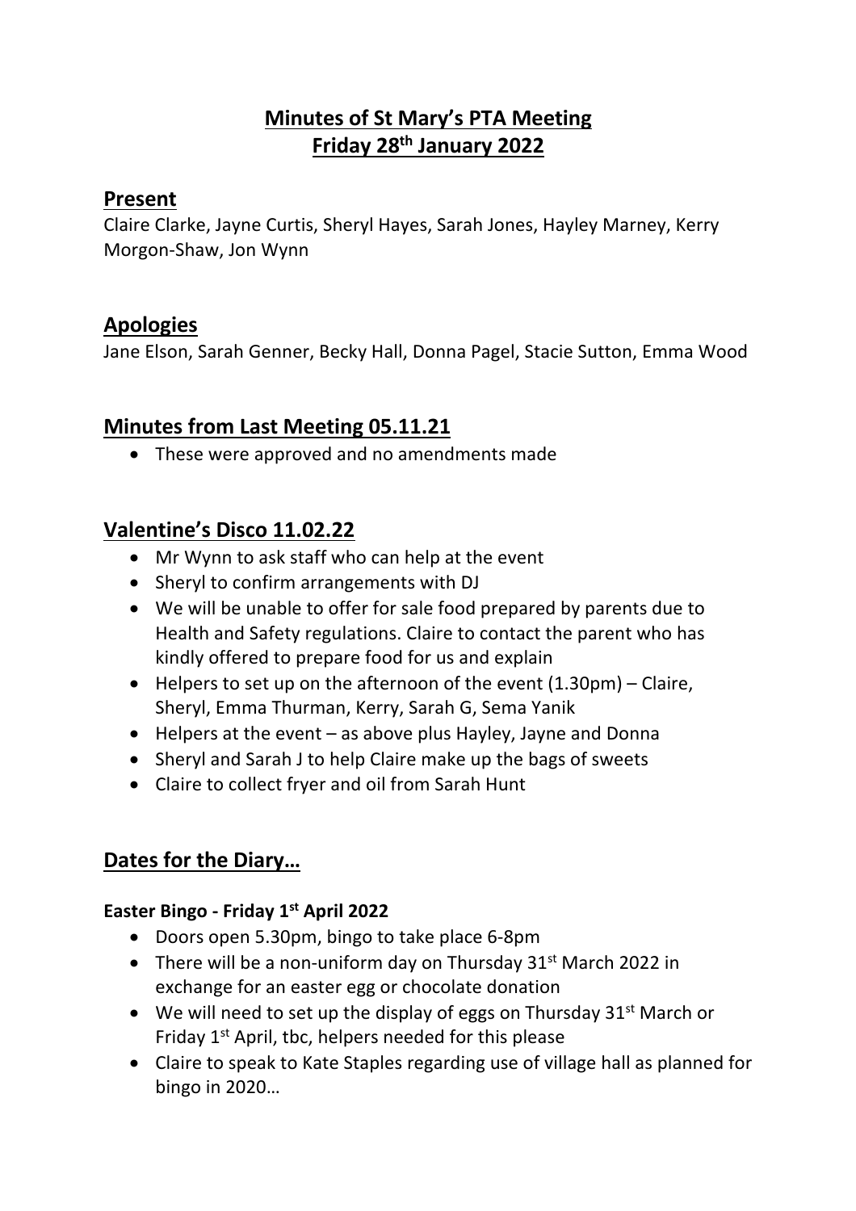# Minutes of St Mary's PTA Meeting
# Friday 28th January 2022

## Present

Claire Clarke, Jayne Curtis, Sheryl Hayes, Sarah Jones, Hayley Marney, Kerry Morgon-Shaw, Jon Wynn

## Apologies

Jane Elson, Sarah Genner, Becky Hall, Donna Pagel, Stacie Sutton, Emma Wood

## Minutes from Last Meeting 05.11.21

- These were approved and no amendments made

## Valentine's Disco 11.02.22

- Mr Wynn to ask staff who can help at the event
- Sheryl to confirm arrangements with DJ
- We will be unable to offer for sale food prepared by parents due to Health and Safety regulations. Claire to contact the parent who has kindly offered to prepare food for us and explain
- Helpers to set up on the afternoon of the event (1.30pm) – Claire, Sheryl, Emma Thurman, Kerry, Sarah G, Sema Yanik
- Helpers at the event – as above plus Hayley, Jayne and Donna
- Sheryl and Sarah J to help Claire make up the bags of sweets
- Claire to collect fryer and oil from Sarah Hunt

## Dates for the Diary…

### Easter Bingo - Friday 1st April 2022

- Doors open 5.30pm, bingo to take place 6-8pm
- There will be a non-uniform day on Thursday 31st March 2022 in exchange for an easter egg or chocolate donation
- We will need to set up the display of eggs on Thursday 31st March or Friday 1st April, tbc, helpers needed for this please
- Claire to speak to Kate Staples regarding use of village hall as planned for bingo in 2020…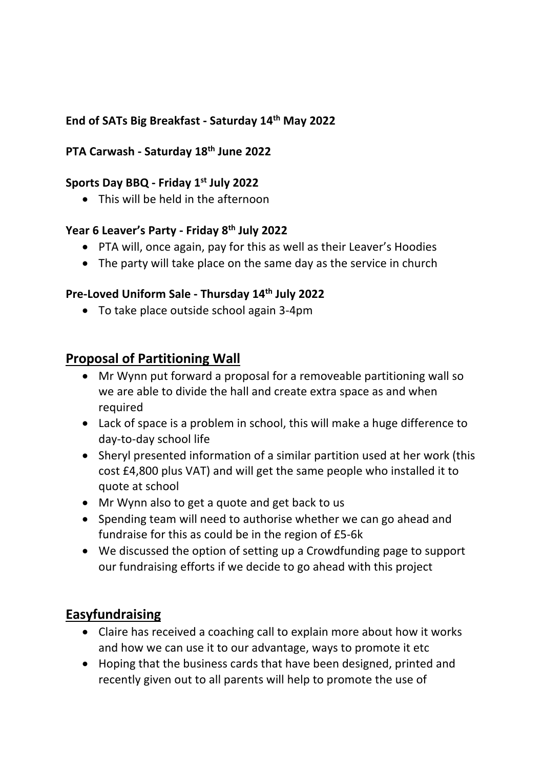**End of SATs Big Breakfast - Saturday 14th May 2022**

**PTA Carwash - Saturday 18th June 2022**

**Sports Day BBQ - Friday 1st July 2022**

- This will be held in the afternoon

**Year 6 Leaver's Party - Friday 8th July 2022**

- PTA will, once again, pay for this as well as their Leaver's Hoodies
- The party will take place on the same day as the service in church

**Pre-Loved Uniform Sale - Thursday 14th July 2022**

- To take place outside school again 3-4pm

## Proposal of Partitioning Wall

- Mr Wynn put forward a proposal for a removeable partitioning wall so we are able to divide the hall and create extra space as and when required
- Lack of space is a problem in school, this will make a huge difference to day-to-day school life
- Sheryl presented information of a similar partition used at her work (this cost £4,800 plus VAT) and will get the same people who installed it to quote at school
- Mr Wynn also to get a quote and get back to us
- Spending team will need to authorise whether we can go ahead and fundraise for this as could be in the region of £5-6k
- We discussed the option of setting up a Crowdfunding page to support our fundraising efforts if we decide to go ahead with this project

## Easyfundraising

- Claire has received a coaching call to explain more about how it works and how we can use it to our advantage, ways to promote it etc
- Hoping that the business cards that have been designed, printed and recently given out to all parents will help to promote the use of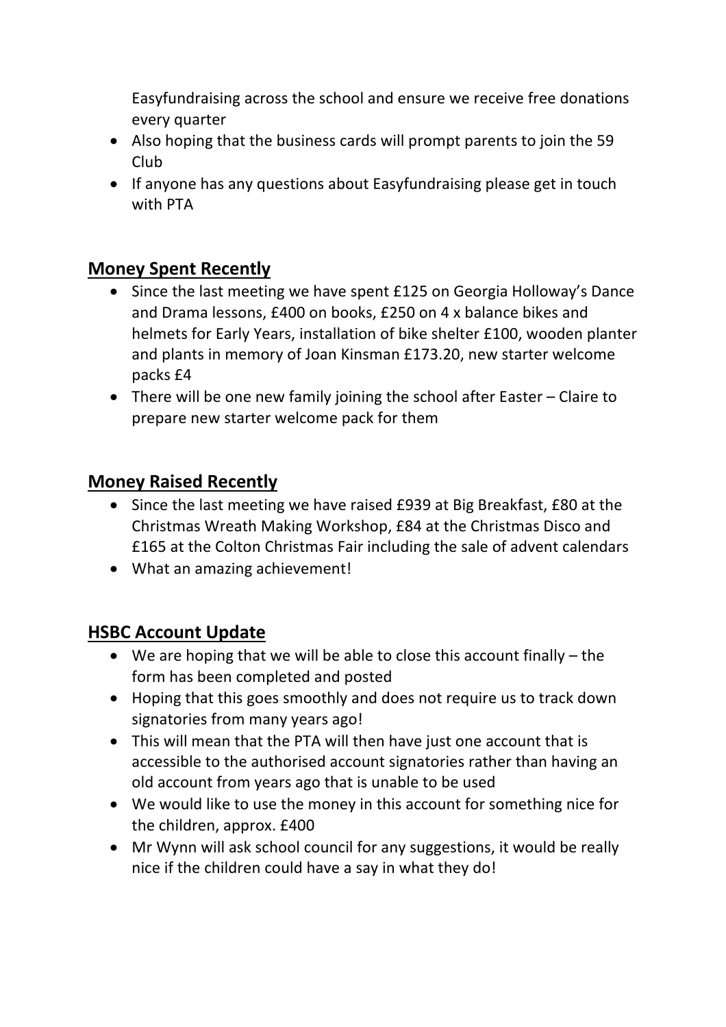Easyfundraising across the school and ensure we receive free donations every quarter

- Also hoping that the business cards will prompt parents to join the 59 Club
- If anyone has any questions about Easyfundraising please get in touch with PTA

## Money Spent Recently

- Since the last meeting we have spent £125 on Georgia Holloway's Dance and Drama lessons, £400 on books, £250 on 4 x balance bikes and helmets for Early Years, installation of bike shelter £100, wooden planter and plants in memory of Joan Kinsman £173.20, new starter welcome packs £4
- There will be one new family joining the school after Easter – Claire to prepare new starter welcome pack for them

## Money Raised Recently

- Since the last meeting we have raised £939 at Big Breakfast, £80 at the Christmas Wreath Making Workshop, £84 at the Christmas Disco and £165 at the Colton Christmas Fair including the sale of advent calendars
- What an amazing achievement!

## HSBC Account Update

- We are hoping that we will be able to close this account finally – the form has been completed and posted
- Hoping that this goes smoothly and does not require us to track down signatories from many years ago!
- This will mean that the PTA will then have just one account that is accessible to the authorised account signatories rather than having an old account from years ago that is unable to be used
- We would like to use the money in this account for something nice for the children, approx. £400
- Mr Wynn will ask school council for any suggestions, it would be really nice if the children could have a say in what they do!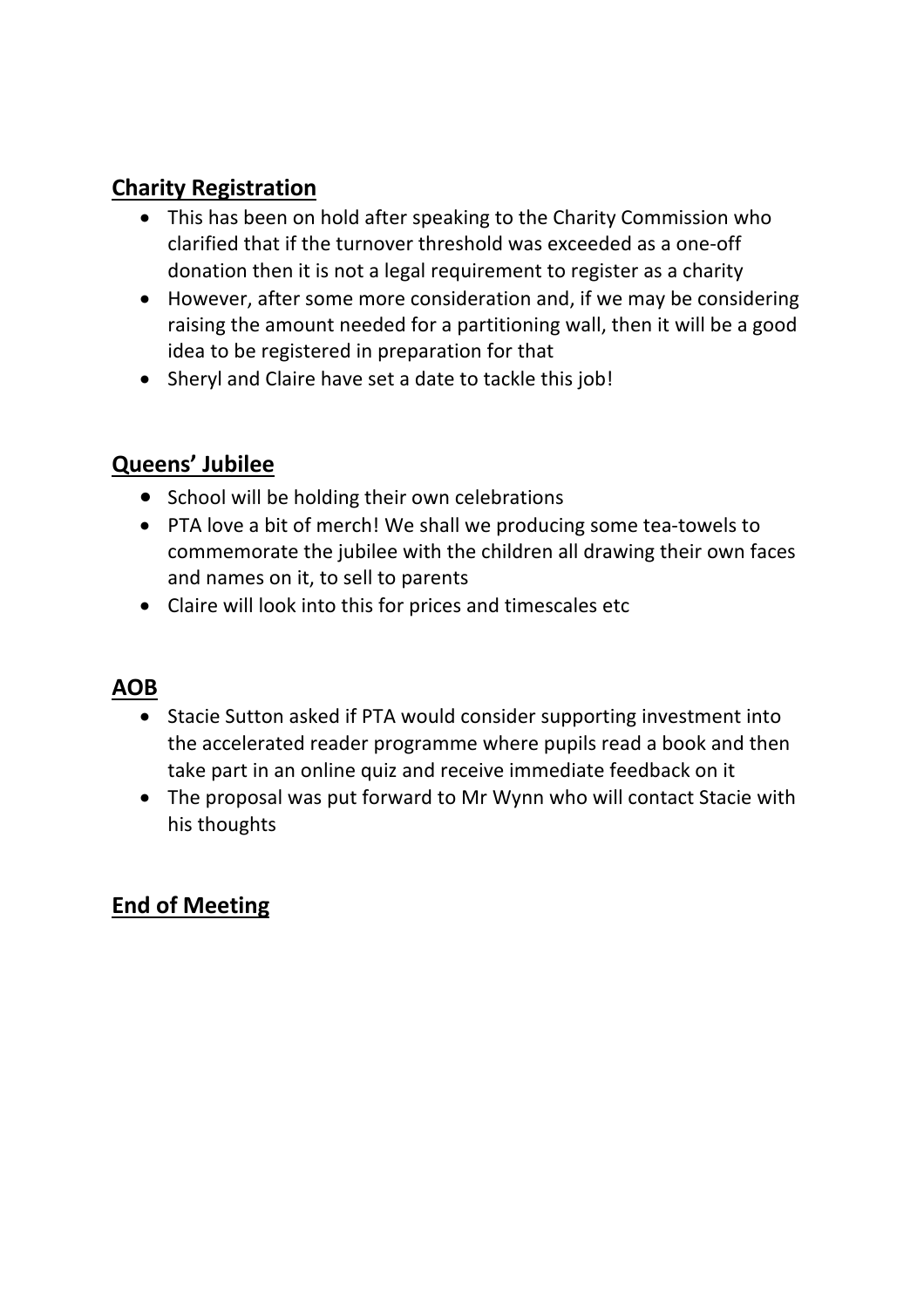## **Charity Registration**

- This has been on hold after speaking to the Charity Commission who clarified that if the turnover threshold was exceeded as a one-off donation then it is not a legal requirement to register as a charity
- However, after some more consideration and, if we may be considering raising the amount needed for a partitioning wall, then it will be a good idea to be registered in preparation for that
- Sheryl and Claire have set a date to tackle this job!

## **Queens' Jubilee**

- School will be holding their own celebrations
- PTA love a bit of merch! We shall we producing some tea-towels to commemorate the jubilee with the children all drawing their own faces and names on it, to sell to parents
- Claire will look into this for prices and timescales etc

## **AOB**

- Stacie Sutton asked if PTA would consider supporting investment into the accelerated reader programme where pupils read a book and then take part in an online quiz and receive immediate feedback on it
- The proposal was put forward to Mr Wynn who will contact Stacie with his thoughts

## **End of Meeting**